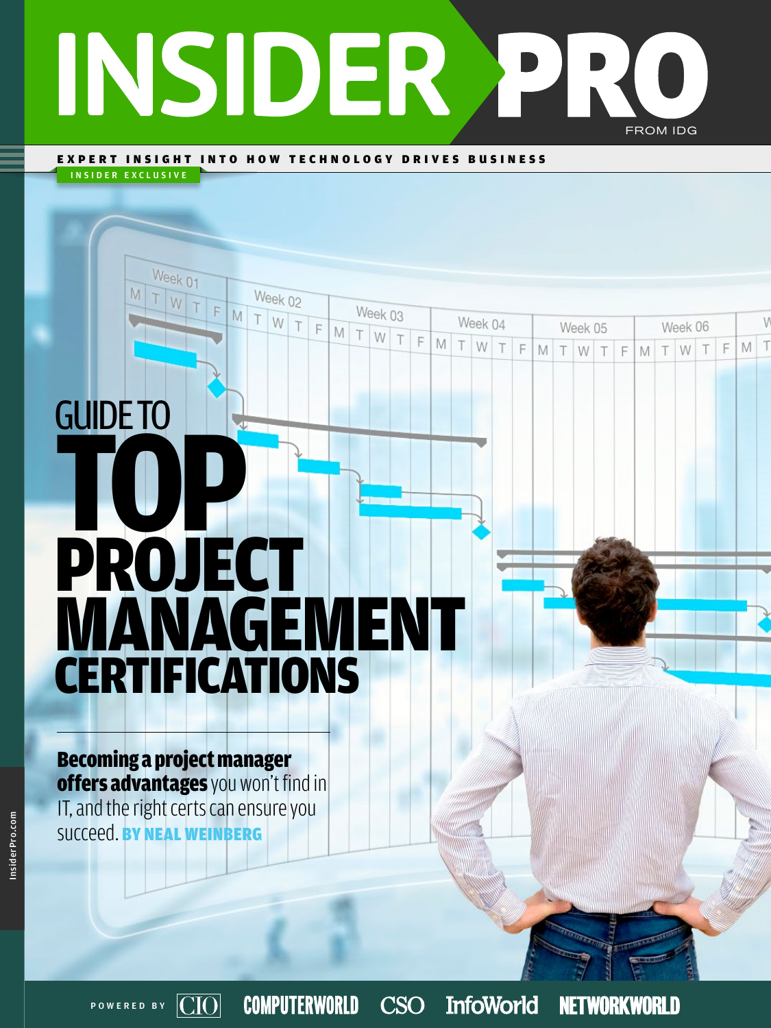# INSIDER PRO

FROM IDG

**EXPERT INSIGHT INTO HOW TECHNOLOGY DRIVES BUSINESS**

INSIDER EXCLUSIVE

# GUIDE TO TOP PROJECT MANAGEMENT CERTIFICATIONS

**Becoming a project manager offers advantages** you won't find in IT, and the right certs can ensure you succeed. **BY NEAL WEINBERG**

InsiderPro.com

POWERED BY CIO COMPUTERWORLD CSO InfoWorld NETWORKWORLD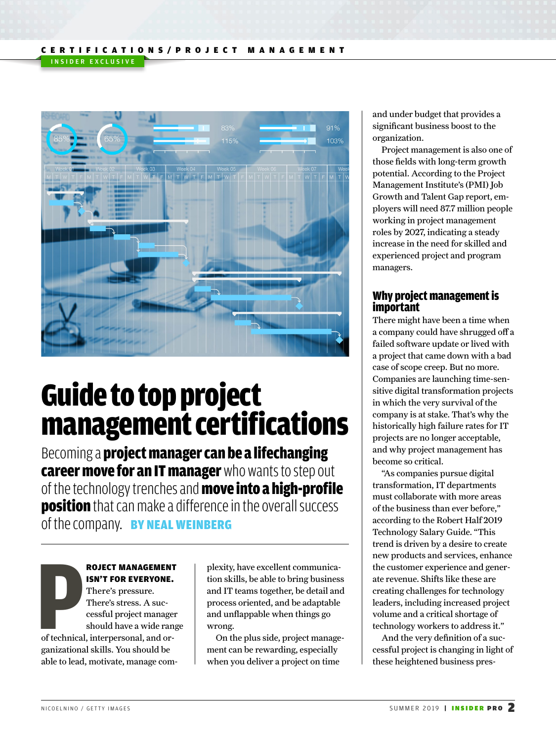# Guide to top project management certifications

Becoming a **project manager can be a lifechanging career move for an IT manager** who wants to step out of the technology trenches and **move into a high-profile position** that can make a difference in the overall success of the company. **BY NEAL WEINBERG**

**PROJECT MANAGEMENT ISN'T FOR EVERYONE.** There's pressure. There's stress. A successful project manager should have a wide range of technical, interpersonal, and organizational skills. You should be able to lead, motivate, manage complexity, have excellent communication skills, be able to bring business and IT teams together, be detail and process oriented, and be adaptable and unflappable when things go wrong.

On the plus side, project management can be rewarding, especially when you deliver a project on time and under budget that provides a significant business boost to the organization.

Project management is also one of those fields with long-term growth potential. According to the Project Management Institute's (PMI) Job Growth and Talent Gap report, employers will need 87.7 million people working in project management roles by 2027, indicating a steady increase in the need for skilled and experienced project and program managers.

## Why project management is important

There might have been a time when a company could have shrugged off a failed software update or lived with a project that came down with a bad case of scope creep. But no more. Companies are launching time-sensitive digital transformation projects in which the very survival of the company is at stake. That's why the historically high failure rates for IT projects are no longer acceptable, and why project management has become so critical.

"As companies pursue digital transformation, IT departments must collaborate with more areas of the business than ever before," according to the Robert Half 2019 Technology Salary Guide. "This trend is driven by a desire to create new products and services, enhance the customer experience and generate revenue. Shifts like these are creating challenges for technology leaders, including increased project volume and a critical shortage of technology workers to address it."

And the very definition of a successful project is changing in light of these heightened business pres-

NICOELNINO / GETTY IMAGES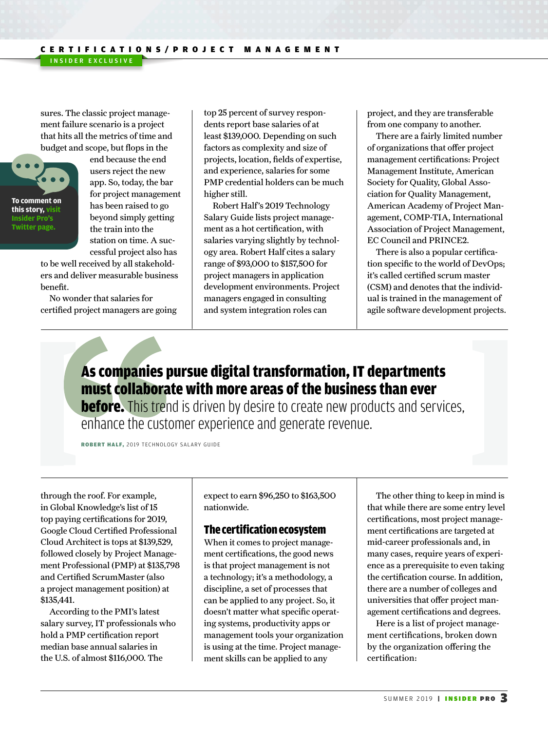sures. The classic project management failure scenario is a project that hits all the metrics of time and budget and scope, but flops in the end because the end users reject the new app. So, today, the bar for project management has been raised to go beyond simply getting the train into the station on time. A successful project also has to be well received by all stakeholders and deliver measurable business benefit.

To comment on this story, visit Insider Pro's Twitter page.

No wonder that salaries for certified project managers are going through the roof. For example, in Global Knowledge's list of 15 top paying certifications for 2019, Google Cloud Certified Professional Cloud Architect is tops at $139,529, followed closely by Project Management Professional (PMP) at $135,798 and Certified ScrumMaster (also a project management position) at $135,441.

According to the PMI's latest salary survey, IT professionals who hold a PMP certification report median base annual salaries in the U.S. of almost $116,000. The top 25 percent of survey respondents report base salaries of at least $139,000. Depending on such factors as complexity and size of projects, location, fields of expertise, and experience, salaries for some PMP credential holders can be much higher still.

Robert Half's 2019 Technology Salary Guide lists project management as a hot certification, with salaries varying slightly by technology area. Robert Half cites a salary range of $93,000 to $157,500 for project managers in application development environments. Project managers engaged in consulting and system integration roles can expect to earn $96,250 to $163,500 nationwide.

> **As companies pursue digital transformation, IT departments must collaborate with more areas of the business than ever before.** This trend is driven by desire to create new products and services, enhance the customer experience and generate revenue.
>
> **ROBERT HALF,** 2019 TECHNOLOGY SALARY GUIDE

## The certification ecosystem

When it comes to project management certifications, the good news is that project management is not a technology; it's a methodology, a discipline, a set of processes that can be applied to any project. So, it doesn't matter what specific operating systems, productivity apps or management tools your organization is using at the time. Project management skills can be applied to any project, and they are transferable from one company to another.

There are a fairly limited number of organizations that offer project management certifications: Project Management Institute, American Society for Quality, Global Association for Quality Management, American Academy of Project Management, COMP-TIA, International Association of Project Management, EC Council and PRINCE2.

There is also a popular certification specific to the world of DevOps; it's called certified scrum master (CSM) and denotes that the individual is trained in the management of agile software development projects.

The other thing to keep in mind is that while there are some entry level certifications, most project management certifications are targeted at mid-career professionals and, in many cases, require years of experience as a prerequisite to even taking the certification course. In addition, there are a number of colleges and universities that offer project management certifications and degrees.

Here is a list of project management certifications, broken down by the organization offering the certification: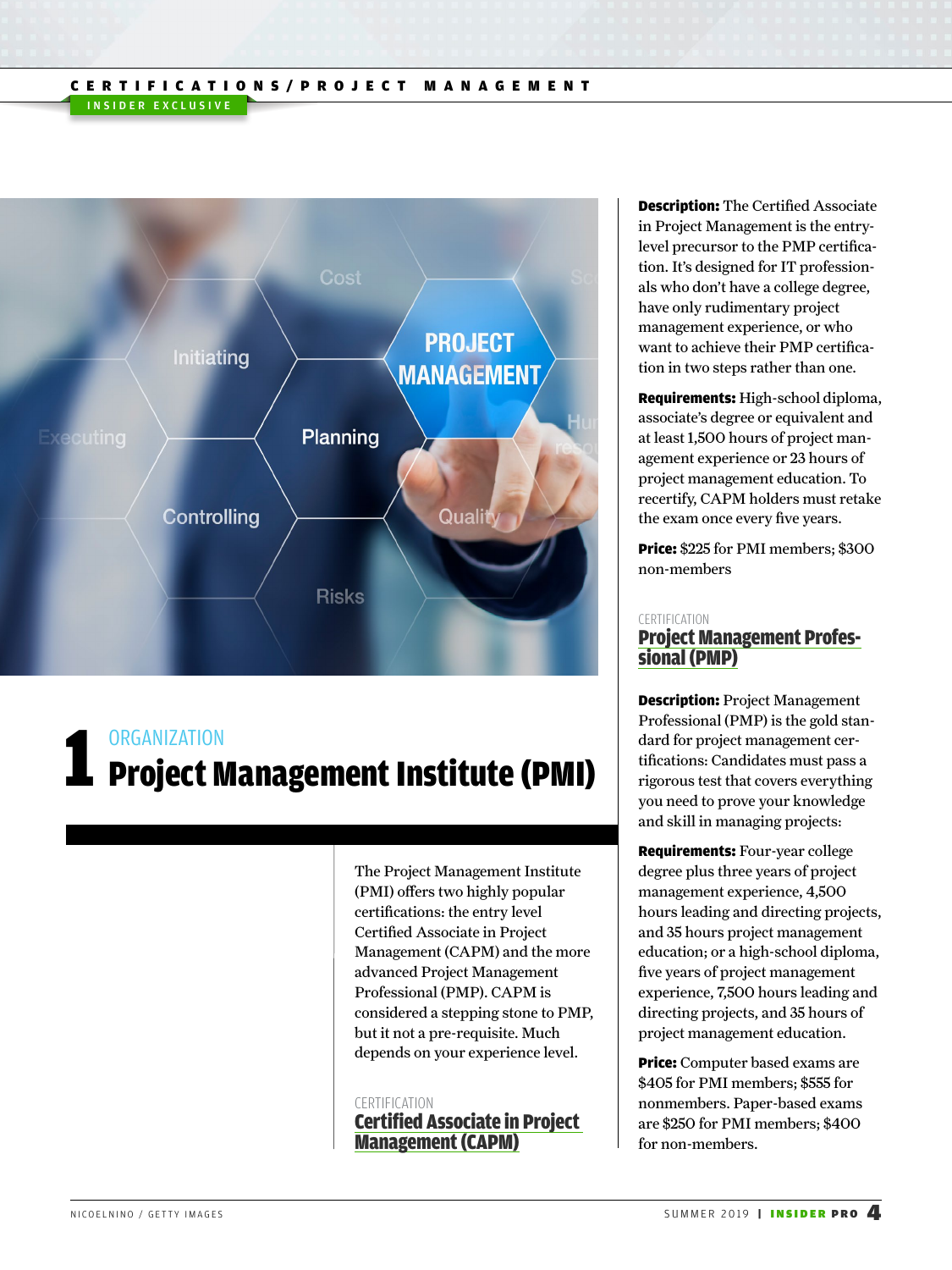## 1 ORGANIZATION

# Project Management Institute (PMI)

The Project Management Institute (PMI) offers two highly popular certifications: the entry level Certified Associate in Project Management (CAPM) and the more advanced Project Management Professional (PMP). CAPM is considered a stepping stone to PMP, but it not a pre-requisite. Much depends on your experience level.

CERTIFICATION

### Certified Associate in Project Management (CAPM)

**Description:** The Certified Associate in Project Management is the entry-level precursor to the PMP certification. It's designed for IT professionals who don't have a college degree, have only rudimentary project management experience, or who want to achieve their PMP certification in two steps rather than one.

**Requirements:** High-school diploma, associate's degree or equivalent and at least 1,500 hours of project management experience or 23 hours of project management education. To recertify, CAPM holders must retake the exam once every five years.

**Price:** $225 for PMI members; $300 non-members

CERTIFICATION

### Project Management Professional (PMP)

**Description:** Project Management Professional (PMP) is the gold standard for project management certifications: Candidates must pass a rigorous test that covers everything you need to prove your knowledge and skill in managing projects:

**Requirements:** Four-year college degree plus three years of project management experience, 4,500 hours leading and directing projects, and 35 hours project management education; or a high-school diploma, five years of project management experience, 7,500 hours leading and directing projects, and 35 hours of project management education.

**Price:** Computer based exams are $405 for PMI members; $555 for nonmembers. Paper-based exams are $250 for PMI members; $400 for non-members.

NICOELNINO / GETTY IMAGES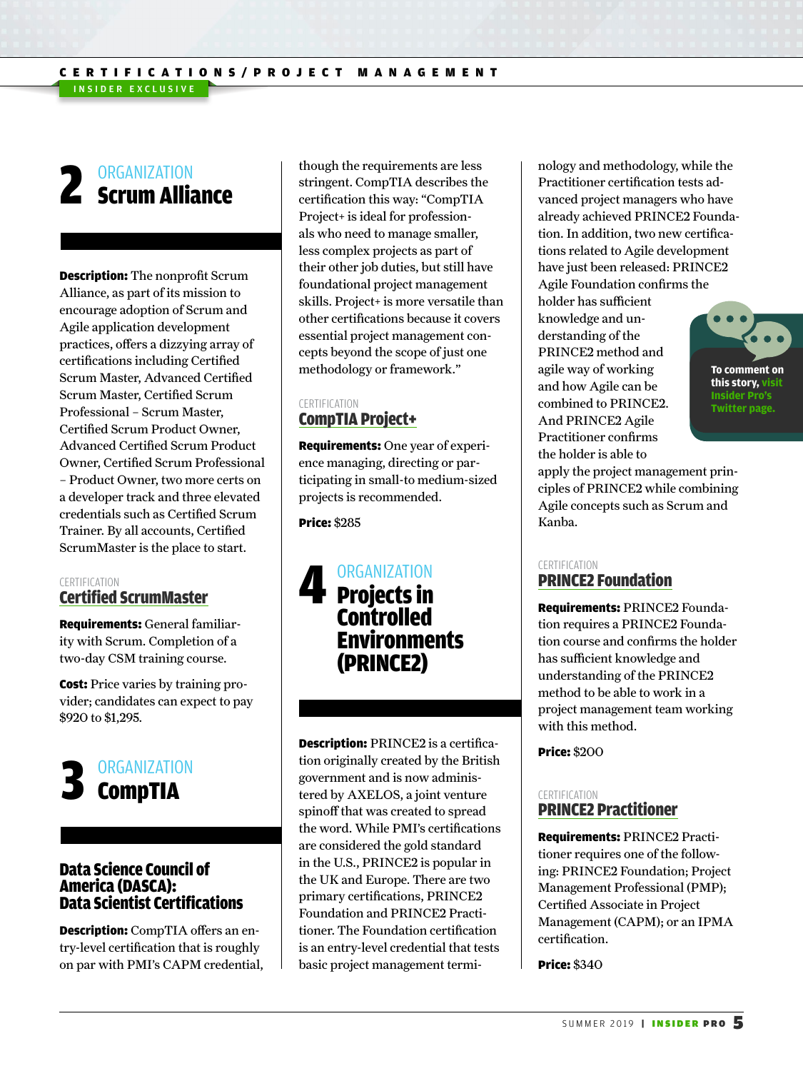## 2 ORGANIZATION Scrum Alliance

**Description:** The nonprofit Scrum Alliance, as part of its mission to encourage adoption of Scrum and Agile application development practices, offers a dizzying array of certifications including Certified Scrum Master, Advanced Certified Scrum Master, Certified Scrum Professional – Scrum Master, Certified Scrum Product Owner, Advanced Certified Scrum Product Owner, Certified Scrum Professional – Product Owner, two more certs on a developer track and three elevated credentials such as Certified Scrum Trainer. By all accounts, Certified ScrumMaster is the place to start.

CERTIFICATION

### Certified ScrumMaster

**Requirements:** General familiarity with Scrum. Completion of a two-day CSM training course.

**Cost:** Price varies by training provider; candidates can expect to pay $920 to $1,295.

## 3 ORGANIZATION CompTIA

### Data Science Council of America (DASCA): Data Scientist Certifications

**Description:** CompTIA offers an entry-level certification that is roughly on par with PMI's CAPM credential, though the requirements are less stringent. CompTIA describes the certification this way: "CompTIA Project+ is ideal for professionals who need to manage smaller, less complex projects as part of their other job duties, but still have foundational project management skills. Project+ is more versatile than other certifications because it covers essential project management concepts beyond the scope of just one methodology or framework."

CERTIFICATION

### CompTIA Project+

**Requirements:** One year of experience managing, directing or participating in small-to medium-sized projects is recommended.

**Price:** $285

## 4 ORGANIZATION Projects in Controlled Environments (PRINCE2)

**Description:** PRINCE2 is a certification originally created by the British government and is now administered by AXELOS, a joint venture spinoff that was created to spread the word. While PMI's certifications are considered the gold standard in the U.S., PRINCE2 is popular in the UK and Europe. There are two primary certifications, PRINCE2 Foundation and PRINCE2 Practitioner. The Foundation certification is an entry-level credential that tests basic project management terminology and methodology, while the Practitioner certification tests advanced project managers who have already achieved PRINCE2 Foundation. In addition, two new certifications related to Agile development have just been released: PRINCE2 Agile Foundation confirms the holder has sufficient knowledge and understanding of the PRINCE2 method and agile way of working and how Agile can be combined to PRINCE2. And PRINCE2 Agile Practitioner confirms the holder is able to apply the project management principles of PRINCE2 while combining Agile concepts such as Scrum and Kanba.

To comment on this story, visit Insider Pro's Twitter page.

CERTIFICATION

### PRINCE2 Foundation

**Requirements:** PRINCE2 Foundation requires a PRINCE2 Foundation course and confirms the holder has sufficient knowledge and understanding of the PRINCE2 method to be able to work in a project management team working with this method.

**Price:** $200

CERTIFICATION

### PRINCE2 Practitioner

**Requirements:** PRINCE2 Practitioner requires one of the following: PRINCE2 Foundation; Project Management Professional (PMP); Certified Associate in Project Management (CAPM); or an IPMA certification.

**Price:** $340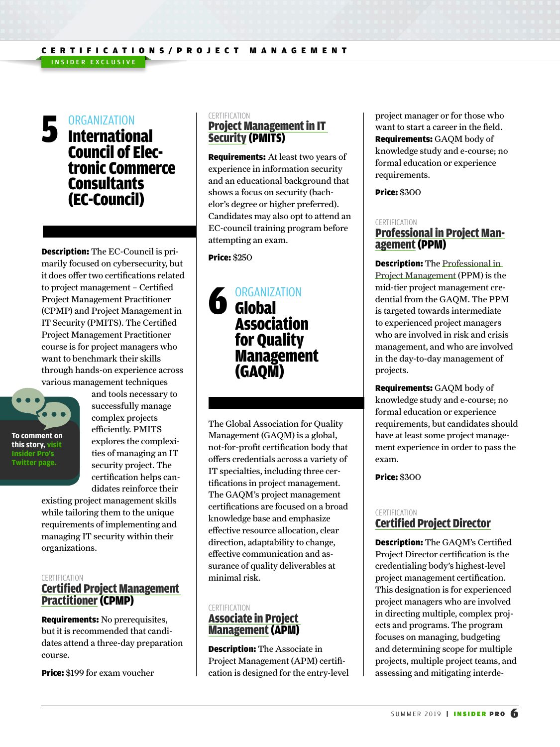## 5 ORGANIZATION
# International Council of Electronic Commerce Consultants (EC-Council)

**Description:** The EC-Council is primarily focused on cybersecurity, but it does offer two certifications related to project management – Certified Project Management Practitioner (CPMP) and Project Management in IT Security (PMITS). The Certified Project Management Practitioner course is for project managers who want to benchmark their skills through hands-on experience across various management techniques and tools necessary to successfully manage complex projects efficiently. PMITS explores the complexities of managing an IT security project. The certification helps candidates reinforce their existing project management skills while tailoring them to the unique requirements of implementing and managing IT security within their organizations.

To comment on this story, visit Insider Pro's Twitter page.

CERTIFICATION
### Certified Project Management Practitioner (CPMP)

**Requirements:** No prerequisites, but it is recommended that candidates attend a three-day preparation course.

**Price:** $199 for exam voucher

CERTIFICATION
### Project Management in IT Security (PMITS)

**Requirements:** At least two years of experience in information security and an educational background that shows a focus on security (bachelor's degree or higher preferred). Candidates may also opt to attend an EC-council training program before attempting an exam.

**Price:** $250

## 6 ORGANIZATION
# Global Association for Quality Management (GAQM)

The Global Association for Quality Management (GAQM) is a global, not-for-profit certification body that offers credentials across a variety of IT specialties, including three certifications in project management. The GAQM's project management certifications are focused on a broad knowledge base and emphasize effective resource allocation, clear direction, adaptability to change, effective communication and assurance of quality deliverables at minimal risk.

CERTIFICATION
### Associate in Project Management (APM)

**Description:** The Associate in Project Management (APM) certification is designed for the entry-level project manager or for those who want to start a career in the field.

**Requirements:** GAQM body of knowledge study and e-course; no formal education or experience requirements.

**Price:** $300

CERTIFICATION
### Professional in Project Management (PPM)

**Description:** The Professional in Project Management (PPM) is the mid-tier project management credential from the GAQM. The PPM is targeted towards intermediate to experienced project managers who are involved in risk and crisis management, and who are involved in the day-to-day management of projects.

**Requirements:** GAQM body of knowledge study and e-course; no formal education or experience requirements, but candidates should have at least some project management experience in order to pass the exam.

**Price:** $300

CERTIFICATION
### Certified Project Director

**Description:** The GAQM's Certified Project Director certification is the credentialing body's highest-level project management certification. This designation is for experienced project managers who are involved in directing multiple, complex projects and programs. The program focuses on managing, budgeting and determining scope for multiple projects, multiple project teams, and assessing and mitigating interde-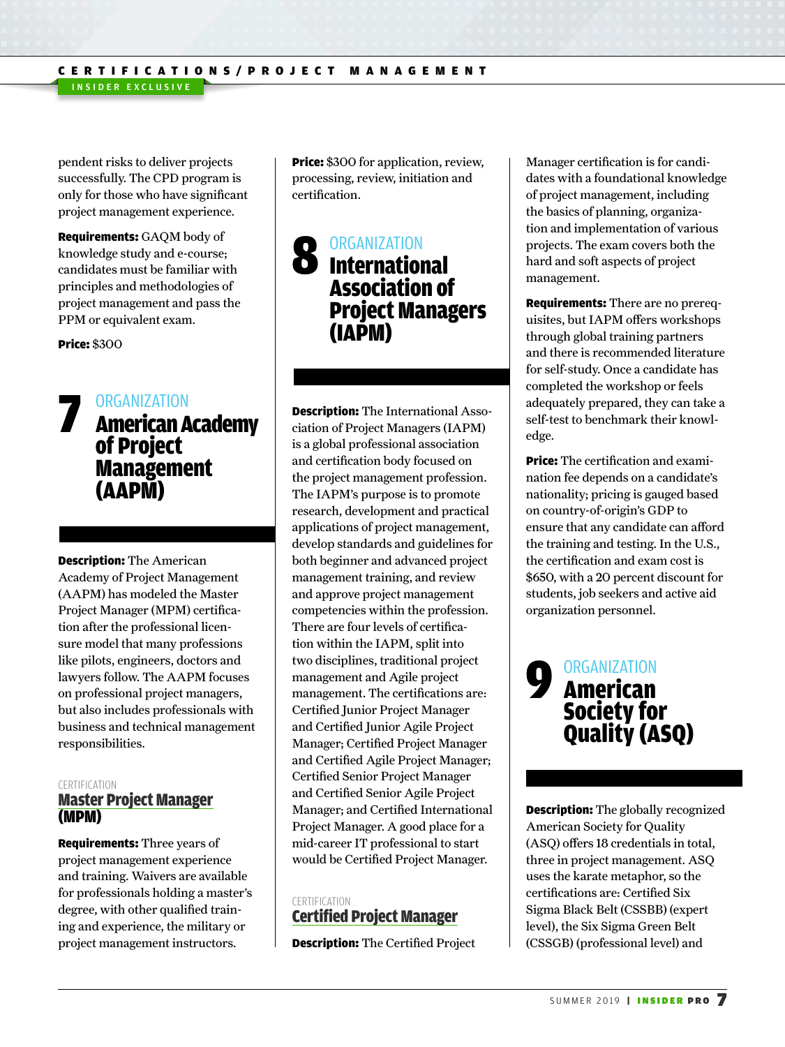pendent risks to deliver projects successfully. The CPD program is only for those who have significant project management experience.

**Requirements:** GAQM body of knowledge study and e-course; candidates must be familiar with principles and methodologies of project management and pass the PPM or equivalent exam.

**Price:** $300

## 7 ORGANIZATION
## American Academy of Project Management (AAPM)

**Description:** The American Academy of Project Management (AAPM) has modeled the Master Project Manager (MPM) certification after the professional licensure model that many professions like pilots, engineers, doctors and lawyers follow. The AAPM focuses on professional project managers, but also includes professionals with business and technical management responsibilities.

CERTIFICATION
### Master Project Manager (MPM)

**Requirements:** Three years of project management experience and training. Waivers are available for professionals holding a master's degree, with other qualified training and experience, the military or project management instructors.

**Price:** $300 for application, review, processing, review, initiation and certification.

## 8 ORGANIZATION
## International Association of Project Managers (IAPM)

**Description:** The International Association of Project Managers (IAPM) is a global professional association and certification body focused on the project management profession. The IAPM's purpose is to promote research, development and practical applications of project management, develop standards and guidelines for both beginner and advanced project management training, and review and approve project management competencies within the profession. There are four levels of certification within the IAPM, split into two disciplines, traditional project management and Agile project management. The certifications are: Certified Junior Project Manager and Certified Junior Agile Project Manager; Certified Project Manager and Certified Agile Project Manager; Certified Senior Project Manager and Certified Senior Agile Project Manager; and Certified International Project Manager. A good place for a mid-career IT professional to start would be Certified Project Manager.

CERTIFICATION
### Certified Project Manager

**Description:** The Certified Project Manager certification is for candidates with a foundational knowledge of project management, including the basics of planning, organization and implementation of various projects. The exam covers both the hard and soft aspects of project management.

**Requirements:** There are no prerequisites, but IAPM offers workshops through global training partners and there is recommended literature for self-study. Once a candidate has completed the workshop or feels adequately prepared, they can take a self-test to benchmark their knowledge.

**Price:** The certification and examination fee depends on a candidate's nationality; pricing is gauged based on country-of-origin's GDP to ensure that any candidate can afford the training and testing. In the U.S., the certification and exam cost is $650, with a 20 percent discount for students, job seekers and active aid organization personnel.

## 9 ORGANIZATION
## American Society for Quality (ASQ)

**Description:** The globally recognized American Society for Quality (ASQ) offers 18 credentials in total, three in project management. ASQ uses the karate metaphor, so the certifications are: Certified Six Sigma Black Belt (CSSBB) (expert level), the Six Sigma Green Belt (CSSGB) (professional level) and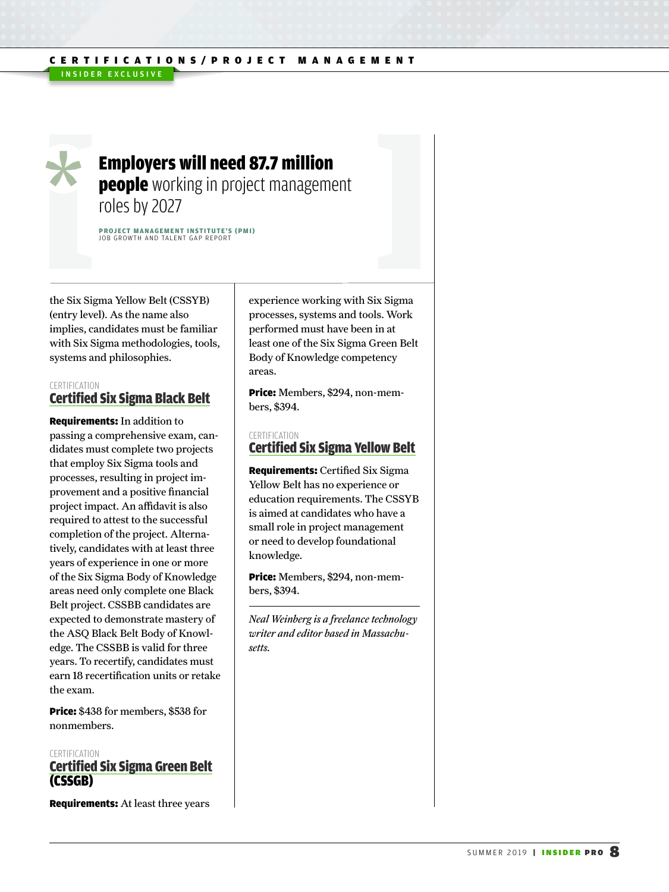**Employers will need 87.7 million people** working in project management roles by 2027

**PROJECT MANAGEMENT INSTITUTE'S (PMI)**
JOB GROWTH AND TALENT GAP REPORT

the Six Sigma Yellow Belt (CSSYB) (entry level). As the name also implies, candidates must be familiar with Six Sigma methodologies, tools, systems and philosophies.

CERTIFICATION

## Certified Six Sigma Black Belt

**Requirements:** In addition to passing a comprehensive exam, candidates must complete two projects that employ Six Sigma tools and processes, resulting in project improvement and a positive financial project impact. An affidavit is also required to attest to the successful completion of the project. Alternatively, candidates with at least three years of experience in one or more of the Six Sigma Body of Knowledge areas need only complete one Black Belt project. CSSBB candidates are expected to demonstrate mastery of the ASQ Black Belt Body of Knowledge. The CSSBB is valid for three years. To recertify, candidates must earn 18 recertification units or retake the exam.

**Price:** $438 for members, $538 for nonmembers.

CERTIFICATION

## Certified Six Sigma Green Belt (CSSGB)

**Requirements:** At least three years experience working with Six Sigma processes, systems and tools. Work performed must have been in at least one of the Six Sigma Green Belt Body of Knowledge competency areas.

**Price:** Members, $294, non-members, $394.

CERTIFICATION

## Certified Six Sigma Yellow Belt

**Requirements:** Certified Six Sigma Yellow Belt has no experience or education requirements. The CSSYB is aimed at candidates who have a small role in project management or need to develop foundational knowledge.

**Price:** Members, $294, non-members, $394.

---

*Neal Weinberg is a freelance technology writer and editor based in Massachusetts.*